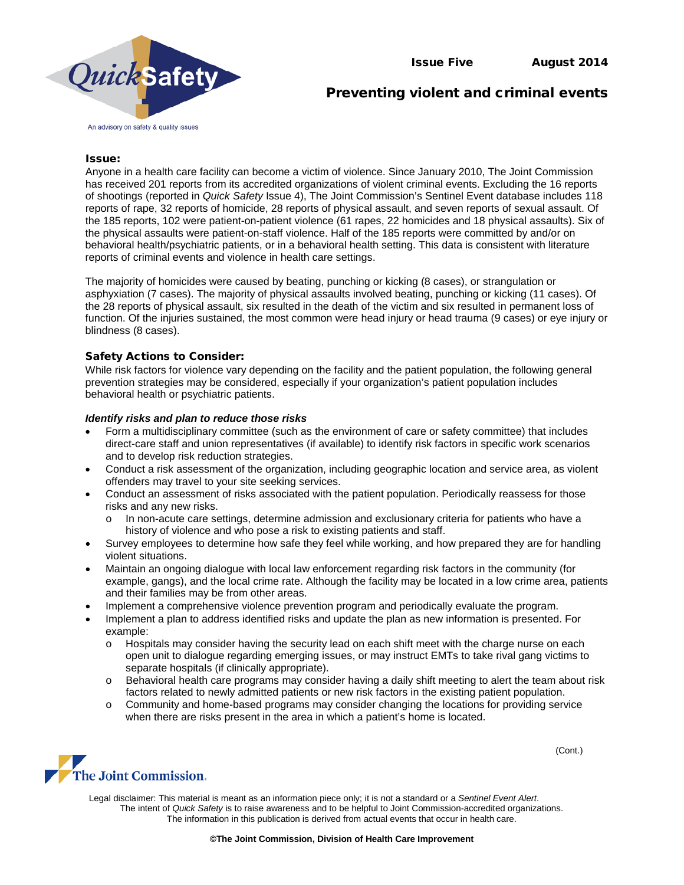Issue Five August 2014

# Preventing violent and criminal events

## Issue:

Anyone in a health care facility can become a victim of violence. Since January 2010, The Joint Commission has received 201 reports from its accredited organizations of violent criminal events. Excluding the 16 reports of shootings (reported in *Quick Safety* Issue 4), The Joint Commission's Sentinel Event database includes 118 reports of rape, 32 reports of homicide, 28 reports of physical assault, and seven reports of sexual assault. Of the 185 reports, 102 were patient-on-patient violence (61 rapes, 22 homicides and 18 physical assaults). Six of the physical assaults were patient-on-staff violence. Half of the 185 reports were committed by and/or on behavioral health/psychiatric patients, or in a behavioral health setting. This data is consistent with literature reports of criminal events and violence in health care settings.

The majority of homicides were caused by beating, punching or kicking (8 cases), or strangulation or asphyxiation (7 cases). The majority of physical assaults involved beating, punching or kicking (11 cases). Of the 28 reports of physical assault, six resulted in the death of the victim and six resulted in permanent loss of function. Of the injuries sustained, the most common were head injury or head trauma (9 cases) or eye injury or blindness (8 cases).

## Safety Actions to Consider:

While risk factors for violence vary depending on the facility and the patient population, the following general prevention strategies may be considered, especially if your organization's patient population includes behavioral health or psychiatric patients.

### *Identify risks and plan to reduce those risks*

- Form a multidisciplinary committee (such as the environment of care or safety committee) that includes direct-care staff and union representatives (if available) to identify risk factors in specific work scenarios and to develop risk reduction strategies.
- Conduct a risk assessment of the organization, including geographic location and service area, as violent offenders may travel to your site seeking services.
- Conduct an assessment of risks associated with the patient population. Periodically reassess for those risks and any new risks.
  - In non-acute care settings, determine admission and exclusionary criteria for patients who have a history of violence and who pose a risk to existing patients and staff.
- Survey employees to determine how safe they feel while working, and how prepared they are for handling violent situations.
- Maintain an ongoing dialogue with local law enforcement regarding risk factors in the community (for example, gangs), and the local crime rate. Although the facility may be located in a low crime area, patients and their families may be from other areas.
- Implement a comprehensive violence prevention program and periodically evaluate the program.
- Implement a plan to address identified risks and update the plan as new information is presented. For example:
  - Hospitals may consider having the security lead on each shift meet with the charge nurse on each open unit to dialogue regarding emerging issues, or may instruct EMTs to take rival gang victims to separate hospitals (if clinically appropriate).
  - Behavioral health care programs may consider having a daily shift meeting to alert the team about risk factors related to newly admitted patients or new risk factors in the existing patient population.
  - Community and home-based programs may consider changing the locations for providing service when there are risks present in the area in which a patient's home is located.

(Cont.)

Legal disclaimer: This material is meant as an information piece only; it is not a standard or a *Sentinel Event Alert*. The intent of *Quick Safety* is to raise awareness and to be helpful to Joint Commission-accredited organizations. The information in this publication is derived from actual events that occur in health care.

**©The Joint Commission, Division of Health Care Improvement**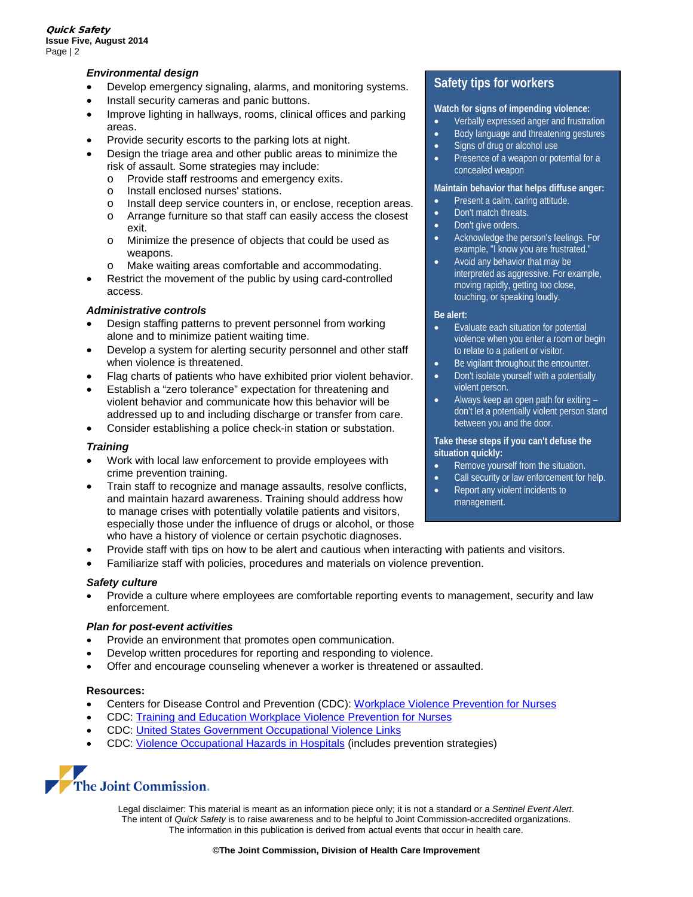### *Environmental design*

- Develop emergency signaling, alarms, and monitoring systems.
- Install security cameras and panic buttons.
- Improve lighting in hallways, rooms, clinical offices and parking areas.
- Provide security escorts to the parking lots at night.
- Design the triage area and other public areas to minimize the risk of assault. Some strategies may include:
    - Provide staff restrooms and emergency exits.
    - Install enclosed nurses' stations.
    - Install deep service counters in, or enclose, reception areas.
    - Arrange furniture so that staff can easily access the closest exit.
    - Minimize the presence of objects that could be used as weapons.
    - Make waiting areas comfortable and accommodating.
- Restrict the movement of the public by using card-controlled access.

### *Administrative controls*

- Design staffing patterns to prevent personnel from working alone and to minimize patient waiting time.
- Develop a system for alerting security personnel and other staff when violence is threatened.
- Flag charts of patients who have exhibited prior violent behavior.
- Establish a "zero tolerance" expectation for threatening and violent behavior and communicate how this behavior will be addressed up to and including discharge or transfer from care.
- Consider establishing a police check-in station or substation.

### *Training*

- Work with local law enforcement to provide employees with crime prevention training.
- Train staff to recognize and manage assaults, resolve conflicts, and maintain hazard awareness. Training should address how to manage crises with potentially volatile patients and visitors, especially those under the influence of drugs or alcohol, or those who have a history of violence or certain psychotic diagnoses.
- Provide staff with tips on how to be alert and cautious when interacting with patients and visitors.
- Familiarize staff with policies, procedures and materials on violence prevention.

### *Safety culture*

- Provide a culture where employees are comfortable reporting events to management, security and law enforcement.

### *Plan for post-event activities*

- Provide an environment that promotes open communication.
- Develop written procedures for reporting and responding to violence.
- Offer and encourage counseling whenever a worker is threatened or assaulted.

## Safety tips for workers

**Watch for signs of impending violence:**

- Verbally expressed anger and frustration
- Body language and threatening gestures
- Signs of drug or alcohol use
- Presence of a weapon or potential for a concealed weapon

**Maintain behavior that helps diffuse anger:**

- Present a calm, caring attitude.
- Don't match threats.
- Don't give orders.
- Acknowledge the person's feelings. For example, "I know you are frustrated."
- Avoid any behavior that may be interpreted as aggressive. For example, moving rapidly, getting too close, touching, or speaking loudly.

**Be alert:**

- Evaluate each situation for potential violence when you enter a room or begin to relate to a patient or visitor.
- Be vigilant throughout the encounter.
- Don't isolate yourself with a potentially violent person.
- Always keep an open path for exiting – don't let a potentially violent person stand between you and the door.

**Take these steps if you can't defuse the situation quickly:**

- Remove yourself from the situation.
- Call security or law enforcement for help.
- Report any violent incidents to management.

### Resources:

- Centers for Disease Control and Prevention (CDC): [Workplace Violence Prevention for Nurses]
- CDC: [Training and Education Workplace Violence Prevention for Nurses]
- CDC: [United States Government Occupational Violence Links]
- CDC: [Violence Occupational Hazards in Hospitals] (includes prevention strategies)

The Joint Commission

Legal disclaimer: This material is meant as an information piece only; it is not a standard or a *Sentinel Event Alert*. The intent of *Quick Safety* is to raise awareness and to be helpful to Joint Commission-accredited organizations. The information in this publication is derived from actual events that occur in health care.

**©The Joint Commission, Division of Health Care Improvement**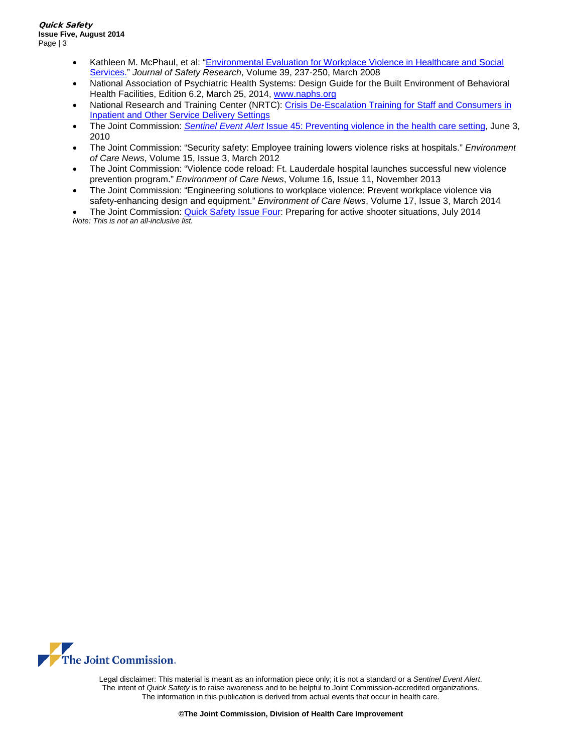- Kathleen M. McPhaul, et al: "Environmental Evaluation for Workplace Violence in Healthcare and Social Services." *Journal of Safety Research*, Volume 39, 237-250, March 2008
- National Association of Psychiatric Health Systems: Design Guide for the Built Environment of Behavioral Health Facilities, Edition 6.2, March 25, 2014, www.naphs.org
- National Research and Training Center (NRTC): Crisis De-Escalation Training for Staff and Consumers in Inpatient and Other Service Delivery Settings
- The Joint Commission: *Sentinel Event Alert* Issue 45: Preventing violence in the health care setting, June 3, 2010
- The Joint Commission: "Security safety: Employee training lowers violence risks at hospitals." *Environment of Care News*, Volume 15, Issue 3, March 2012
- The Joint Commission: "Violence code reload: Ft. Lauderdale hospital launches successful new violence prevention program." *Environment of Care News*, Volume 16, Issue 11, November 2013
- The Joint Commission: "Engineering solutions to workplace violence: Prevent workplace violence via safety-enhancing design and equipment." *Environment of Care News*, Volume 17, Issue 3, March 2014
- The Joint Commission: Quick Safety Issue Four: Preparing for active shooter situations, July 2014

*Note: This is not an all-inclusive list.*

The Joint Commission

Legal disclaimer: This material is meant as an information piece only; it is not a standard or a *Sentinel Event Alert*. The intent of *Quick Safety* is to raise awareness and to be helpful to Joint Commission-accredited organizations. The information in this publication is derived from actual events that occur in health care.

**©The Joint Commission, Division of Health Care Improvement**